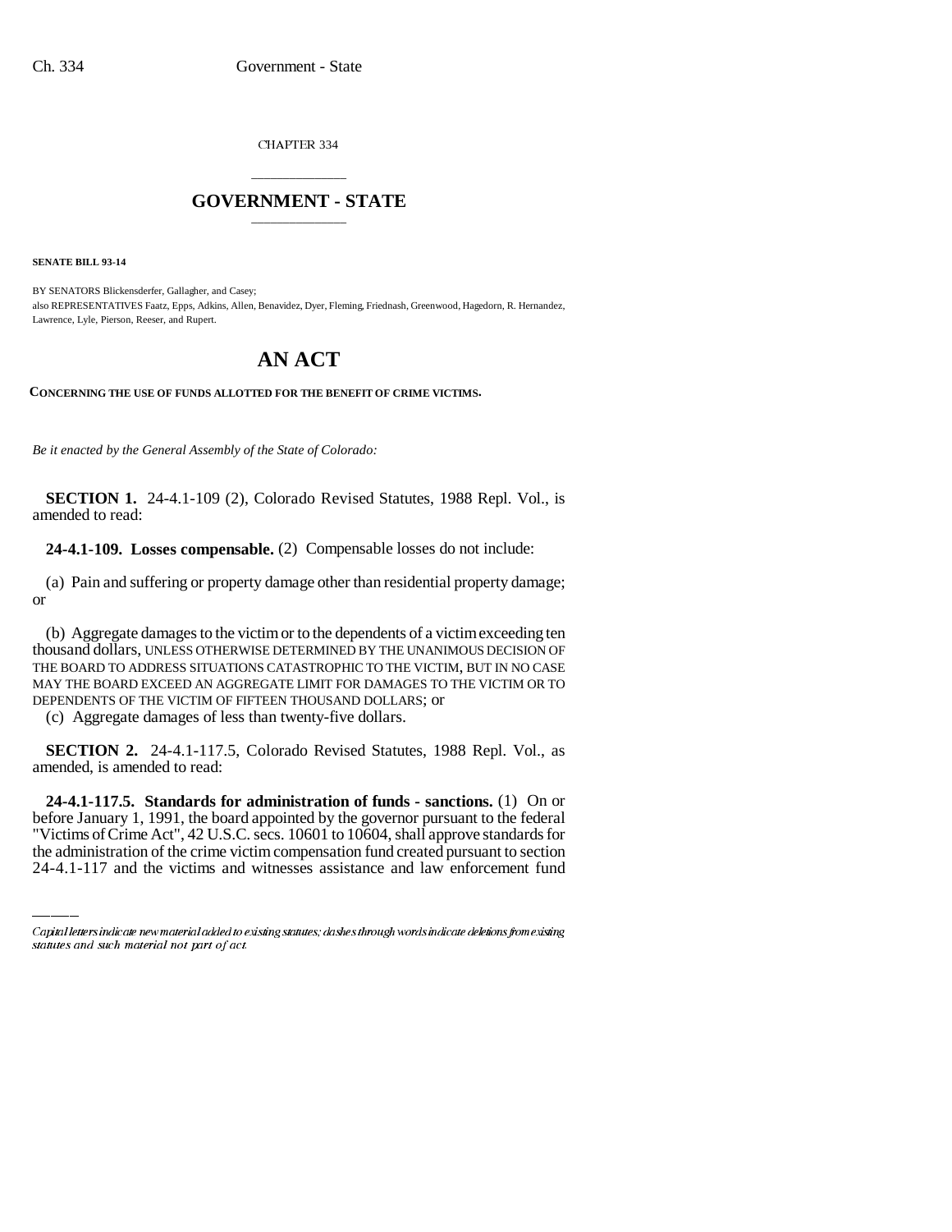CHAPTER 334

# GOVERNMENT - STATE

**SENATE BILL 93-14**

BY SENATORS Blickensderfer, Gallagher, and Casey;
also REPRESENTATIVES Faatz, Epps, Adkins, Allen, Benavidez, Dyer, Fleming, Friednash, Greenwood, Hagedorn, R. Hernandez, Lawrence, Lyle, Pierson, Reeser, and Rupert.

# AN ACT

**CONCERNING THE USE OF FUNDS ALLOTTED FOR THE BENEFIT OF CRIME VICTIMS.**

*Be it enacted by the General Assembly of the State of Colorado:*

**SECTION 1.** 24-4.1-109 (2), Colorado Revised Statutes, 1988 Repl. Vol., is amended to read:

**24-4.1-109. Losses compensable.** (2) Compensable losses do not include:

(a) Pain and suffering or property damage other than residential property damage; or

(b) Aggregate damages to the victim or to the dependents of a victim exceeding ten thousand dollars, UNLESS OTHERWISE DETERMINED BY THE UNANIMOUS DECISION OF THE BOARD TO ADDRESS SITUATIONS CATASTROPHIC TO THE VICTIM, BUT IN NO CASE MAY THE BOARD EXCEED AN AGGREGATE LIMIT FOR DAMAGES TO THE VICTIM OR TO DEPENDENTS OF THE VICTIM OF FIFTEEN THOUSAND DOLLARS; or

(c) Aggregate damages of less than twenty-five dollars.

**SECTION 2.** 24-4.1-117.5, Colorado Revised Statutes, 1988 Repl. Vol., as amended, is amended to read:

**24-4.1-117.5. Standards for administration of funds - sanctions.** (1) On or before January 1, 1991, the board appointed by the governor pursuant to the federal "Victims of Crime Act", 42 U.S.C. secs. 10601 to 10604, shall approve standards for the administration of the crime victim compensation fund created pursuant to section 24-4.1-117 and the victims and witnesses assistance and law enforcement fund

Capital letters indicate new material added to existing statutes; dashes through words indicate deletions from existing statutes and such material not part of act.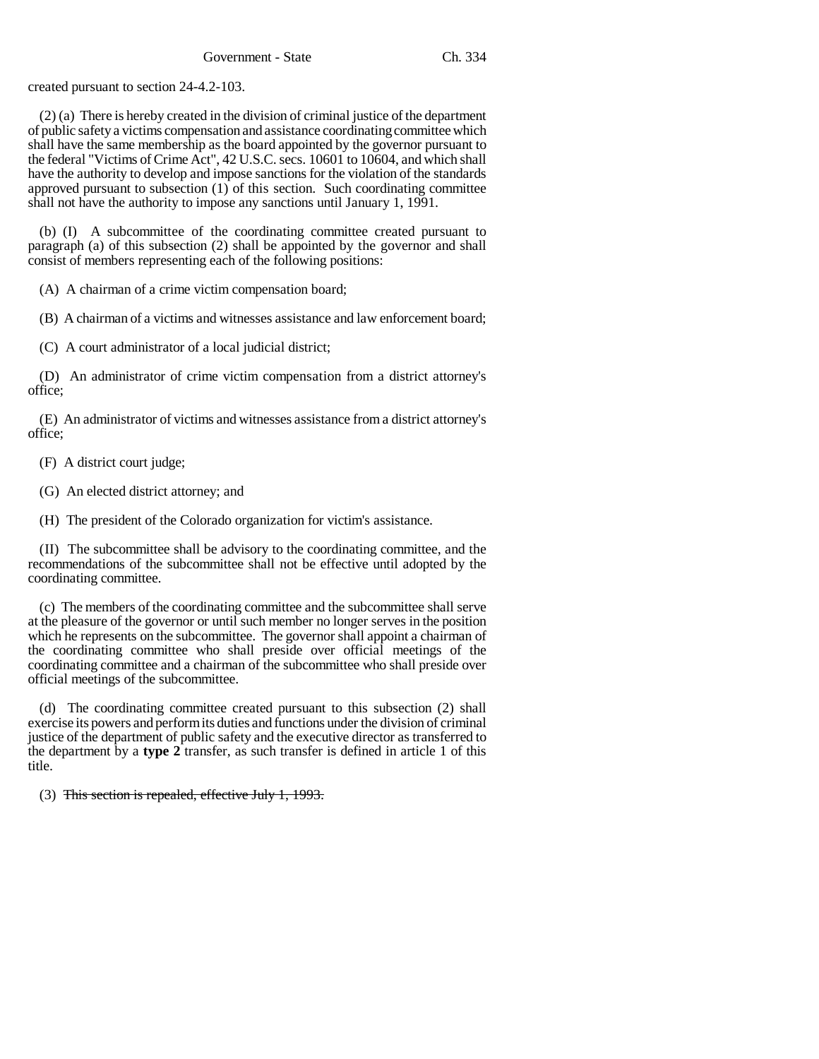created pursuant to section 24-4.2-103.

(2) (a) There is hereby created in the division of criminal justice of the department of public safety a victims compensation and assistance coordinating committee which shall have the same membership as the board appointed by the governor pursuant to the federal "Victims of Crime Act", 42 U.S.C. secs. 10601 to 10604, and which shall have the authority to develop and impose sanctions for the violation of the standards approved pursuant to subsection (1) of this section. Such coordinating committee shall not have the authority to impose any sanctions until January 1, 1991.

(b) (I) A subcommittee of the coordinating committee created pursuant to paragraph (a) of this subsection (2) shall be appointed by the governor and shall consist of members representing each of the following positions:

(A) A chairman of a crime victim compensation board;

(B) A chairman of a victims and witnesses assistance and law enforcement board;

(C) A court administrator of a local judicial district;

(D) An administrator of crime victim compensation from a district attorney's office;

(E) An administrator of victims and witnesses assistance from a district attorney's office;

(F) A district court judge;

(G) An elected district attorney; and

(H) The president of the Colorado organization for victim's assistance.

(II) The subcommittee shall be advisory to the coordinating committee, and the recommendations of the subcommittee shall not be effective until adopted by the coordinating committee.

(c) The members of the coordinating committee and the subcommittee shall serve at the pleasure of the governor or until such member no longer serves in the position which he represents on the subcommittee. The governor shall appoint a chairman of the coordinating committee who shall preside over official meetings of the coordinating committee and a chairman of the subcommittee who shall preside over official meetings of the subcommittee.

(d) The coordinating committee created pursuant to this subsection (2) shall exercise its powers and perform its duties and functions under the division of criminal justice of the department of public safety and the executive director as transferred to the department by a **type 2** transfer, as such transfer is defined in article 1 of this title.

(3) ~~This section is repealed, effective July 1, 1993.~~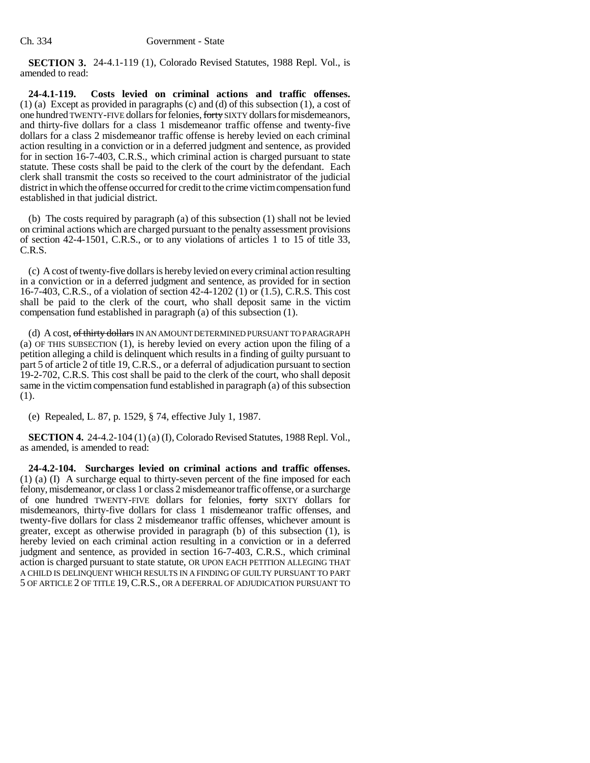**SECTION 3.** 24-4.1-119 (1), Colorado Revised Statutes, 1988 Repl. Vol., is amended to read:

**24-4.1-119. Costs levied on criminal actions and traffic offenses.** (1) (a) Except as provided in paragraphs (c) and (d) of this subsection (1), a cost of one hundred TWENTY-FIVE dollars for felonies, ~~forty~~ SIXTY dollars for misdemeanors, and thirty-five dollars for a class 1 misdemeanor traffic offense and twenty-five dollars for a class 2 misdemeanor traffic offense is hereby levied on each criminal action resulting in a conviction or in a deferred judgment and sentence, as provided for in section 16-7-403, C.R.S., which criminal action is charged pursuant to state statute. These costs shall be paid to the clerk of the court by the defendant. Each clerk shall transmit the costs so received to the court administrator of the judicial district in which the offense occurred for credit to the crime victim compensation fund established in that judicial district.

(b) The costs required by paragraph (a) of this subsection (1) shall not be levied on criminal actions which are charged pursuant to the penalty assessment provisions of section 42-4-1501, C.R.S., or to any violations of articles 1 to 15 of title 33, C.R.S.

(c) A cost of twenty-five dollars is hereby levied on every criminal action resulting in a conviction or in a deferred judgment and sentence, as provided for in section 16-7-403, C.R.S., of a violation of section 42-4-1202 (1) or (1.5), C.R.S. This cost shall be paid to the clerk of the court, who shall deposit same in the victim compensation fund established in paragraph (a) of this subsection (1).

(d) A cost, ~~of thirty dollars~~ IN AN AMOUNT DETERMINED PURSUANT TO PARAGRAPH (a) OF THIS SUBSECTION (1), is hereby levied on every action upon the filing of a petition alleging a child is delinquent which results in a finding of guilty pursuant to part 5 of article 2 of title 19, C.R.S., or a deferral of adjudication pursuant to section 19-2-702, C.R.S. This cost shall be paid to the clerk of the court, who shall deposit same in the victim compensation fund established in paragraph (a) of this subsection (1).

(e) Repealed, L. 87, p. 1529, § 74, effective July 1, 1987.

**SECTION 4.** 24-4.2-104 (1) (a) (I), Colorado Revised Statutes, 1988 Repl. Vol., as amended, is amended to read:

**24-4.2-104. Surcharges levied on criminal actions and traffic offenses.** (1) (a) (I) A surcharge equal to thirty-seven percent of the fine imposed for each felony, misdemeanor, or class 1 or class 2 misdemeanor traffic offense, or a surcharge of one hundred TWENTY-FIVE dollars for felonies, ~~forty~~ SIXTY dollars for misdemeanors, thirty-five dollars for class 1 misdemeanor traffic offenses, and twenty-five dollars for class 2 misdemeanor traffic offenses, whichever amount is greater, except as otherwise provided in paragraph (b) of this subsection (1), is hereby levied on each criminal action resulting in a conviction or in a deferred judgment and sentence, as provided in section 16-7-403, C.R.S., which criminal action is charged pursuant to state statute, OR UPON EACH PETITION ALLEGING THAT A CHILD IS DELINQUENT WHICH RESULTS IN A FINDING OF GUILTY PURSUANT TO PART 5 OF ARTICLE 2 OF TITLE 19, C.R.S., OR A DEFERRAL OF ADJUDICATION PURSUANT TO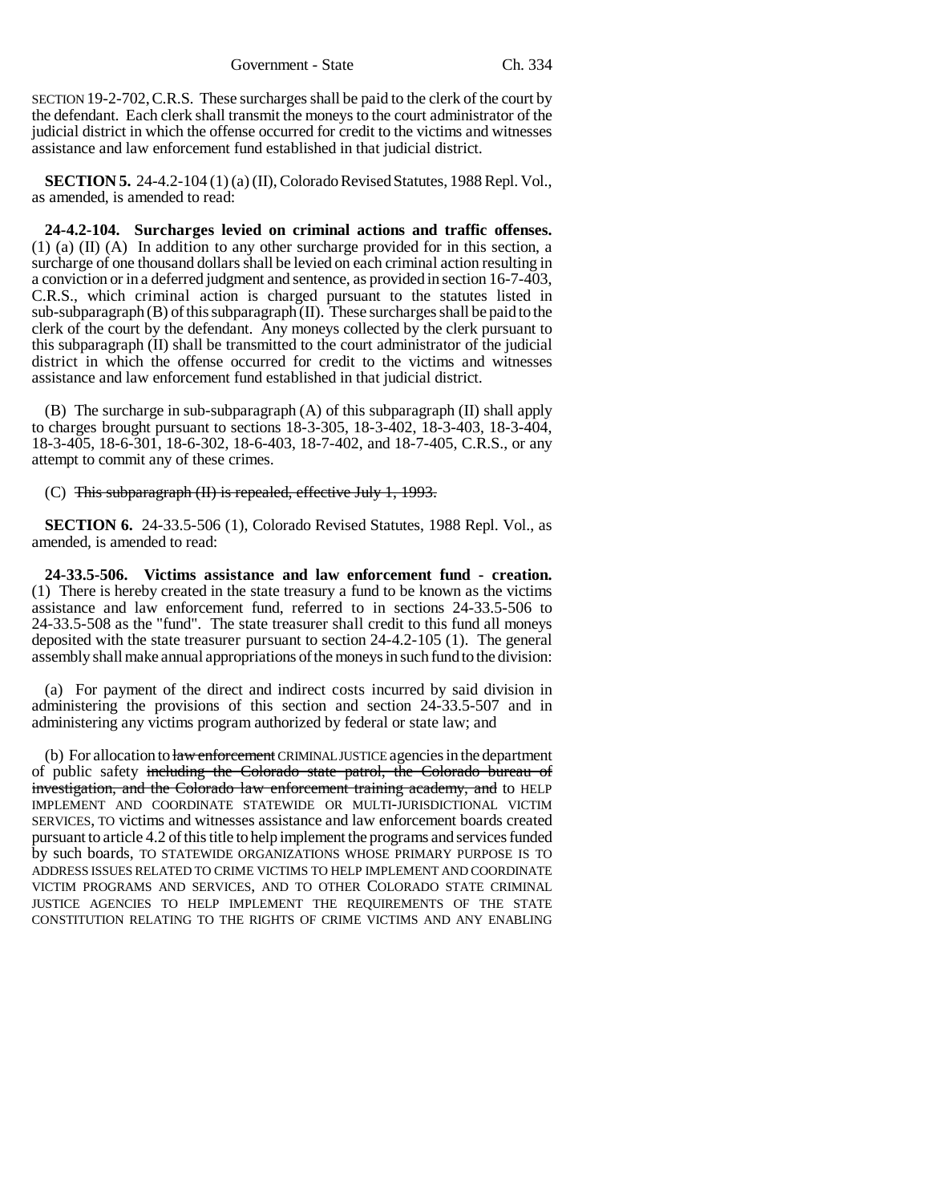SECTION 19-2-702, C.R.S. These surcharges shall be paid to the clerk of the court by the defendant. Each clerk shall transmit the moneys to the court administrator of the judicial district in which the offense occurred for credit to the victims and witnesses assistance and law enforcement fund established in that judicial district.

**SECTION 5.** 24-4.2-104 (1) (a) (II), Colorado Revised Statutes, 1988 Repl. Vol., as amended, is amended to read:

**24-4.2-104. Surcharges levied on criminal actions and traffic offenses.** (1) (a) (II) (A) In addition to any other surcharge provided for in this section, a surcharge of one thousand dollars shall be levied on each criminal action resulting in a conviction or in a deferred judgment and sentence, as provided in section 16-7-403, C.R.S., which criminal action is charged pursuant to the statutes listed in sub-subparagraph (B) of this subparagraph (II). These surcharges shall be paid to the clerk of the court by the defendant. Any moneys collected by the clerk pursuant to this subparagraph (II) shall be transmitted to the court administrator of the judicial district in which the offense occurred for credit to the victims and witnesses assistance and law enforcement fund established in that judicial district.

(B) The surcharge in sub-subparagraph (A) of this subparagraph (II) shall apply to charges brought pursuant to sections 18-3-305, 18-3-402, 18-3-403, 18-3-404, 18-3-405, 18-6-301, 18-6-302, 18-6-403, 18-7-402, and 18-7-405, C.R.S., or any attempt to commit any of these crimes.

(C) ~~This subparagraph (II) is repealed, effective July 1, 1993.~~

**SECTION 6.** 24-33.5-506 (1), Colorado Revised Statutes, 1988 Repl. Vol., as amended, is amended to read:

**24-33.5-506. Victims assistance and law enforcement fund - creation.** (1) There is hereby created in the state treasury a fund to be known as the victims assistance and law enforcement fund, referred to in sections 24-33.5-506 to 24-33.5-508 as the "fund". The state treasurer shall credit to this fund all moneys deposited with the state treasurer pursuant to section 24-4.2-105 (1). The general assembly shall make annual appropriations of the moneys in such fund to the division:

(a) For payment of the direct and indirect costs incurred by said division in administering the provisions of this section and section 24-33.5-507 and in administering any victims program authorized by federal or state law; and

(b) For allocation to ~~law enforcement~~ CRIMINAL JUSTICE agencies in the department of public safety ~~including the Colorado state patrol, the Colorado bureau of investigation, and the Colorado law enforcement training academy, and~~ to HELP IMPLEMENT AND COORDINATE STATEWIDE OR MULTI-JURISDICTIONAL VICTIM SERVICES, TO victims and witnesses assistance and law enforcement boards created pursuant to article 4.2 of this title to help implement the programs and services funded by such boards, TO STATEWIDE ORGANIZATIONS WHOSE PRIMARY PURPOSE IS TO ADDRESS ISSUES RELATED TO CRIME VICTIMS TO HELP IMPLEMENT AND COORDINATE VICTIM PROGRAMS AND SERVICES, AND TO OTHER COLORADO STATE CRIMINAL JUSTICE AGENCIES TO HELP IMPLEMENT THE REQUIREMENTS OF THE STATE CONSTITUTION RELATING TO THE RIGHTS OF CRIME VICTIMS AND ANY ENABLING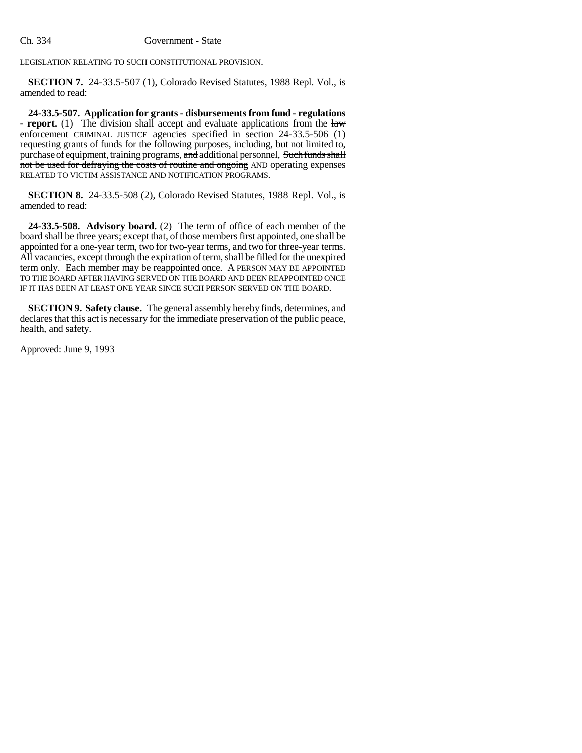LEGISLATION RELATING TO SUCH CONSTITUTIONAL PROVISION.

**SECTION 7.** 24-33.5-507 (1), Colorado Revised Statutes, 1988 Repl. Vol., is amended to read:

**24-33.5-507. Application for grants - disbursements from fund - regulations - report.** (1) The division shall accept and evaluate applications from the ~~law enforcement~~ CRIMINAL JUSTICE agencies specified in section 24-33.5-506 (1) requesting grants of funds for the following purposes, including, but not limited to, purchase of equipment, training programs, ~~and~~ additional personnel, ~~Such funds shall not be used for defraying the costs of routine and ongoing~~ AND operating expenses RELATED TO VICTIM ASSISTANCE AND NOTIFICATION PROGRAMS.

**SECTION 8.** 24-33.5-508 (2), Colorado Revised Statutes, 1988 Repl. Vol., is amended to read:

**24-33.5-508. Advisory board.** (2) The term of office of each member of the board shall be three years; except that, of those members first appointed, one shall be appointed for a one-year term, two for two-year terms, and two for three-year terms. All vacancies, except through the expiration of term, shall be filled for the unexpired term only. Each member may be reappointed once. A PERSON MAY BE APPOINTED TO THE BOARD AFTER HAVING SERVED ON THE BOARD AND BEEN REAPPOINTED ONCE IF IT HAS BEEN AT LEAST ONE YEAR SINCE SUCH PERSON SERVED ON THE BOARD.

**SECTION 9. Safety clause.** The general assembly hereby finds, determines, and declares that this act is necessary for the immediate preservation of the public peace, health, and safety.

Approved: June 9, 1993